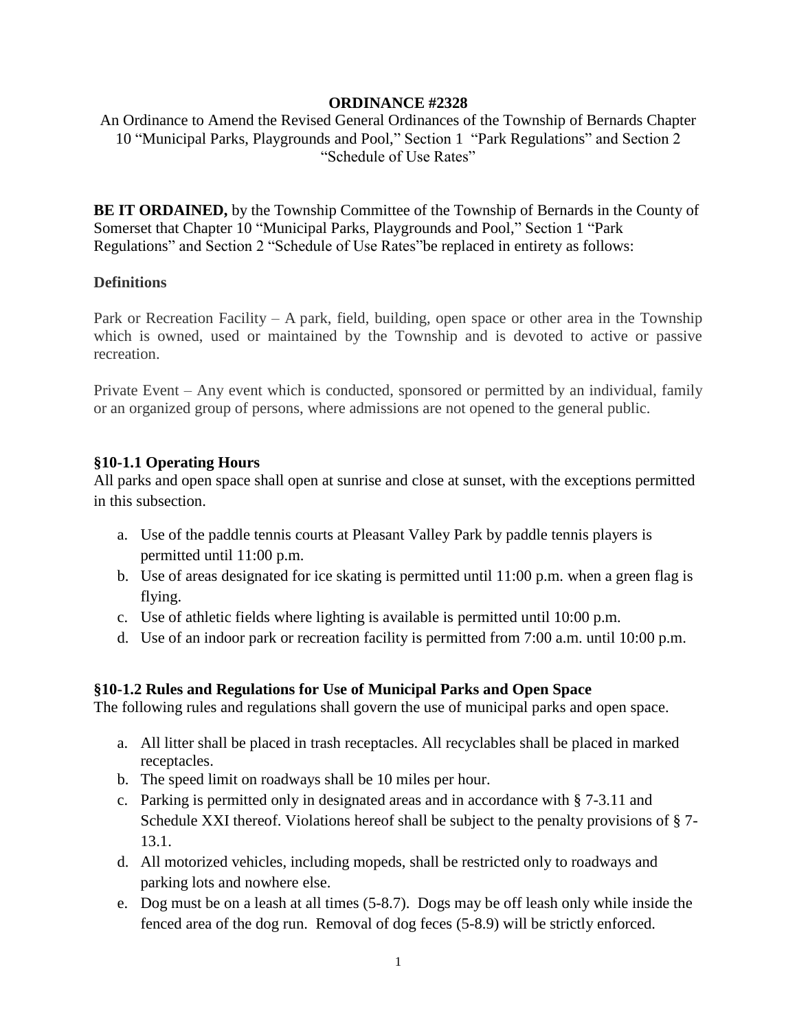**ORDINANCE #2328**

An Ordinance to Amend the Revised General Ordinances of the Township of Bernards Chapter 10 "Municipal Parks, Playgrounds and Pool," Section 1 "Park Regulations" and Section 2 "Schedule of Use Rates"

**BE IT ORDAINED,** by the Township Committee of the Township of Bernards in the County of Somerset that Chapter 10 "Municipal Parks, Playgrounds and Pool," Section 1 "Park Regulations" and Section 2 "Schedule of Use Rates"be replaced in entirety as follows:

**Definitions**

Park or Recreation Facility – A park, field, building, open space or other area in the Township which is owned, used or maintained by the Township and is devoted to active or passive recreation.

Private Event – Any event which is conducted, sponsored or permitted by an individual, family or an organized group of persons, where admissions are not opened to the general public.

**§10-1.1 Operating Hours**

All parks and open space shall open at sunrise and close at sunset, with the exceptions permitted in this subsection.

a. Use of the paddle tennis courts at Pleasant Valley Park by paddle tennis players is permitted until 11:00 p.m.
b. Use of areas designated for ice skating is permitted until 11:00 p.m. when a green flag is flying.
c. Use of athletic fields where lighting is available is permitted until 10:00 p.m.
d. Use of an indoor park or recreation facility is permitted from 7:00 a.m. until 10:00 p.m.

**§10-1.2 Rules and Regulations for Use of Municipal Parks and Open Space**

The following rules and regulations shall govern the use of municipal parks and open space.

a. All litter shall be placed in trash receptacles. All recyclables shall be placed in marked receptacles.
b. The speed limit on roadways shall be 10 miles per hour.
c. Parking is permitted only in designated areas and in accordance with § 7-3.11 and Schedule XXI thereof. Violations hereof shall be subject to the penalty provisions of § 7-13.1.
d. All motorized vehicles, including mopeds, shall be restricted only to roadways and parking lots and nowhere else.
e. Dog must be on a leash at all times (5-8.7). Dogs may be off leash only while inside the fenced area of the dog run. Removal of dog feces (5-8.9) will be strictly enforced.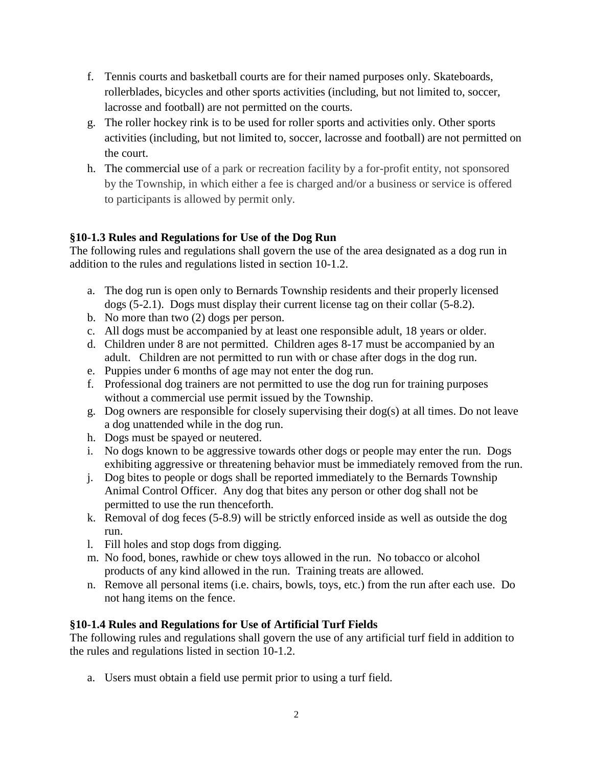f. Tennis courts and basketball courts are for their named purposes only. Skateboards, rollerblades, bicycles and other sports activities (including, but not limited to, soccer, lacrosse and football) are not permitted on the courts.
g. The roller hockey rink is to be used for roller sports and activities only. Other sports activities (including, but not limited to, soccer, lacrosse and football) are not permitted on the court.
h. The commercial use of a park or recreation facility by a for-profit entity, not sponsored by the Township, in which either a fee is charged and/or a business or service is offered to participants is allowed by permit only.

**§10-1.3 Rules and Regulations for Use of the Dog Run**

The following rules and regulations shall govern the use of the area designated as a dog run in addition to the rules and regulations listed in section 10-1.2.

a. The dog run is open only to Bernards Township residents and their properly licensed dogs (5-2.1). Dogs must display their current license tag on their collar (5-8.2).
b. No more than two (2) dogs per person.
c. All dogs must be accompanied by at least one responsible adult, 18 years or older.
d. Children under 8 are not permitted. Children ages 8-17 must be accompanied by an adult. Children are not permitted to run with or chase after dogs in the dog run.
e. Puppies under 6 months of age may not enter the dog run.
f. Professional dog trainers are not permitted to use the dog run for training purposes without a commercial use permit issued by the Township.
g. Dog owners are responsible for closely supervising their dog(s) at all times. Do not leave a dog unattended while in the dog run.
h. Dogs must be spayed or neutered.
i. No dogs known to be aggressive towards other dogs or people may enter the run. Dogs exhibiting aggressive or threatening behavior must be immediately removed from the run.
j. Dog bites to people or dogs shall be reported immediately to the Bernards Township Animal Control Officer. Any dog that bites any person or other dog shall not be permitted to use the run thenceforth.
k. Removal of dog feces (5-8.9) will be strictly enforced inside as well as outside the dog run.
l. Fill holes and stop dogs from digging.
m. No food, bones, rawhide or chew toys allowed in the run. No tobacco or alcohol products of any kind allowed in the run. Training treats are allowed.
n. Remove all personal items (i.e. chairs, bowls, toys, etc.) from the run after each use. Do not hang items on the fence.

**§10-1.4 Rules and Regulations for Use of Artificial Turf Fields**

The following rules and regulations shall govern the use of any artificial turf field in addition to the rules and regulations listed in section 10-1.2.

a. Users must obtain a field use permit prior to using a turf field.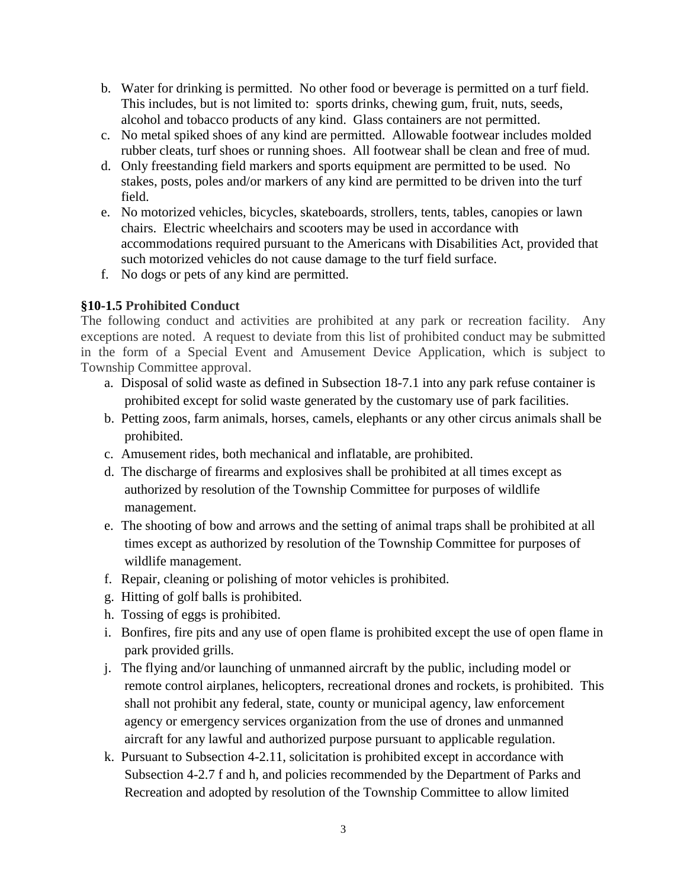b. Water for drinking is permitted. No other food or beverage is permitted on a turf field. This includes, but is not limited to: sports drinks, chewing gum, fruit, nuts, seeds, alcohol and tobacco products of any kind. Glass containers are not permitted.
c. No metal spiked shoes of any kind are permitted. Allowable footwear includes molded rubber cleats, turf shoes or running shoes. All footwear shall be clean and free of mud.
d. Only freestanding field markers and sports equipment are permitted to be used. No stakes, posts, poles and/or markers of any kind are permitted to be driven into the turf field.
e. No motorized vehicles, bicycles, skateboards, strollers, tents, tables, canopies or lawn chairs. Electric wheelchairs and scooters may be used in accordance with accommodations required pursuant to the Americans with Disabilities Act, provided that such motorized vehicles do not cause damage to the turf field surface.
f. No dogs or pets of any kind are permitted.

**§10-1.5 Prohibited Conduct**

The following conduct and activities are prohibited at any park or recreation facility. Any exceptions are noted. A request to deviate from this list of prohibited conduct may be submitted in the form of a Special Event and Amusement Device Application, which is subject to Township Committee approval.

a. Disposal of solid waste as defined in Subsection 18-7.1 into any park refuse container is prohibited except for solid waste generated by the customary use of park facilities.
b. Petting zoos, farm animals, horses, camels, elephants or any other circus animals shall be prohibited.
c. Amusement rides, both mechanical and inflatable, are prohibited.
d. The discharge of firearms and explosives shall be prohibited at all times except as authorized by resolution of the Township Committee for purposes of wildlife management.
e. The shooting of bow and arrows and the setting of animal traps shall be prohibited at all times except as authorized by resolution of the Township Committee for purposes of wildlife management.
f. Repair, cleaning or polishing of motor vehicles is prohibited.
g. Hitting of golf balls is prohibited.
h. Tossing of eggs is prohibited.
i. Bonfires, fire pits and any use of open flame is prohibited except the use of open flame in park provided grills.
j. The flying and/or launching of unmanned aircraft by the public, including model or remote control airplanes, helicopters, recreational drones and rockets, is prohibited. This shall not prohibit any federal, state, county or municipal agency, law enforcement agency or emergency services organization from the use of drones and unmanned aircraft for any lawful and authorized purpose pursuant to applicable regulation.
k. Pursuant to Subsection 4-2.11, solicitation is prohibited except in accordance with Subsection 4-2.7 f and h, and policies recommended by the Department of Parks and Recreation and adopted by resolution of the Township Committee to allow limited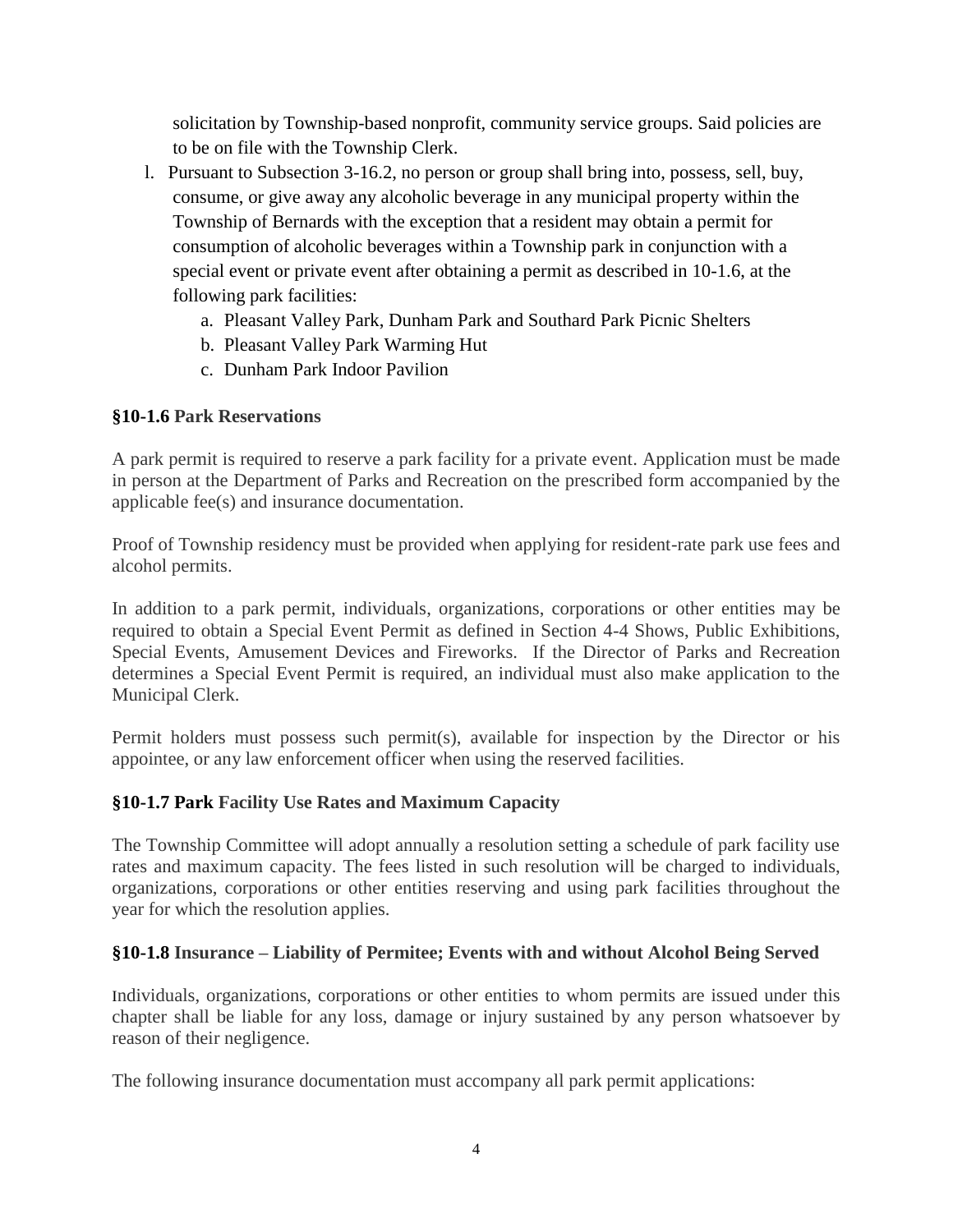solicitation by Township-based nonprofit, community service groups. Said policies are to be on file with the Township Clerk.

l. Pursuant to Subsection 3-16.2, no person or group shall bring into, possess, sell, buy, consume, or give away any alcoholic beverage in any municipal property within the Township of Bernards with the exception that a resident may obtain a permit for consumption of alcoholic beverages within a Township park in conjunction with a special event or private event after obtaining a permit as described in 10-1.6, at the following park facilities:
   a. Pleasant Valley Park, Dunham Park and Southard Park Picnic Shelters
   b. Pleasant Valley Park Warming Hut
   c. Dunham Park Indoor Pavilion

### §10-1.6 Park Reservations

A park permit is required to reserve a park facility for a private event. Application must be made in person at the Department of Parks and Recreation on the prescribed form accompanied by the applicable fee(s) and insurance documentation.

Proof of Township residency must be provided when applying for resident-rate park use fees and alcohol permits.

In addition to a park permit, individuals, organizations, corporations or other entities may be required to obtain a Special Event Permit as defined in Section 4-4 Shows, Public Exhibitions, Special Events, Amusement Devices and Fireworks. If the Director of Parks and Recreation determines a Special Event Permit is required, an individual must also make application to the Municipal Clerk.

Permit holders must possess such permit(s), available for inspection by the Director or his appointee, or any law enforcement officer when using the reserved facilities.

### §10-1.7 Park Facility Use Rates and Maximum Capacity

The Township Committee will adopt annually a resolution setting a schedule of park facility use rates and maximum capacity. The fees listed in such resolution will be charged to individuals, organizations, corporations or other entities reserving and using park facilities throughout the year for which the resolution applies.

### §10-1.8 Insurance – Liability of Permitee; Events with and without Alcohol Being Served

Individuals, organizations, corporations or other entities to whom permits are issued under this chapter shall be liable for any loss, damage or injury sustained by any person whatsoever by reason of their negligence.

The following insurance documentation must accompany all park permit applications: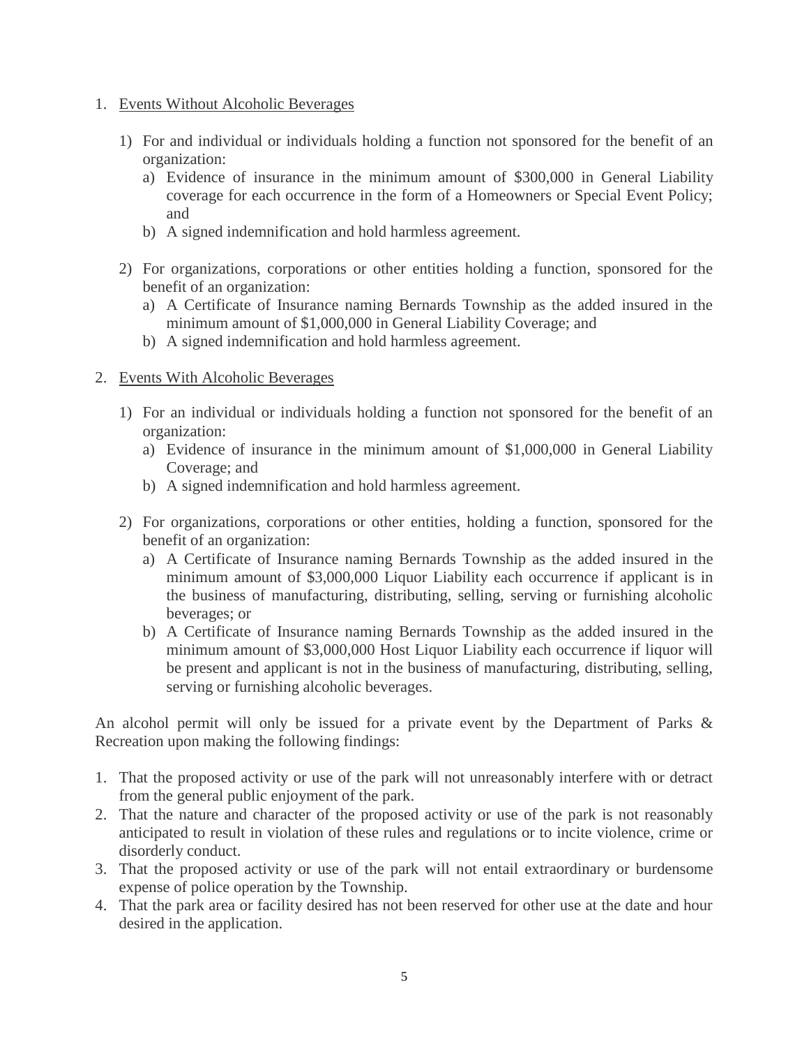1. <u>Events Without Alcoholic Beverages</u>

    1) For and individual or individuals holding a function not sponsored for the benefit of an organization:
        a) Evidence of insurance in the minimum amount of $300,000 in General Liability coverage for each occurrence in the form of a Homeowners or Special Event Policy; and
        b) A signed indemnification and hold harmless agreement.

    2) For organizations, corporations or other entities holding a function, sponsored for the benefit of an organization:
        a) A Certificate of Insurance naming Bernards Township as the added insured in the minimum amount of $1,000,000 in General Liability Coverage; and
        b) A signed indemnification and hold harmless agreement.

2. <u>Events With Alcoholic Beverages</u>

    1) For an individual or individuals holding a function not sponsored for the benefit of an organization:
        a) Evidence of insurance in the minimum amount of $1,000,000 in General Liability Coverage; and
        b) A signed indemnification and hold harmless agreement.

    2) For organizations, corporations or other entities, holding a function, sponsored for the benefit of an organization:
        a) A Certificate of Insurance naming Bernards Township as the added insured in the minimum amount of $3,000,000 Liquor Liability each occurrence if applicant is in the business of manufacturing, distributing, selling, serving or furnishing alcoholic beverages; or
        b) A Certificate of Insurance naming Bernards Township as the added insured in the minimum amount of $3,000,000 Host Liquor Liability each occurrence if liquor will be present and applicant is not in the business of manufacturing, distributing, selling, serving or furnishing alcoholic beverages.

An alcohol permit will only be issued for a private event by the Department of Parks & Recreation upon making the following findings:

1. That the proposed activity or use of the park will not unreasonably interfere with or detract from the general public enjoyment of the park.
2. That the nature and character of the proposed activity or use of the park is not reasonably anticipated to result in violation of these rules and regulations or to incite violence, crime or disorderly conduct.
3. That the proposed activity or use of the park will not entail extraordinary or burdensome expense of police operation by the Township.
4. That the park area or facility desired has not been reserved for other use at the date and hour desired in the application.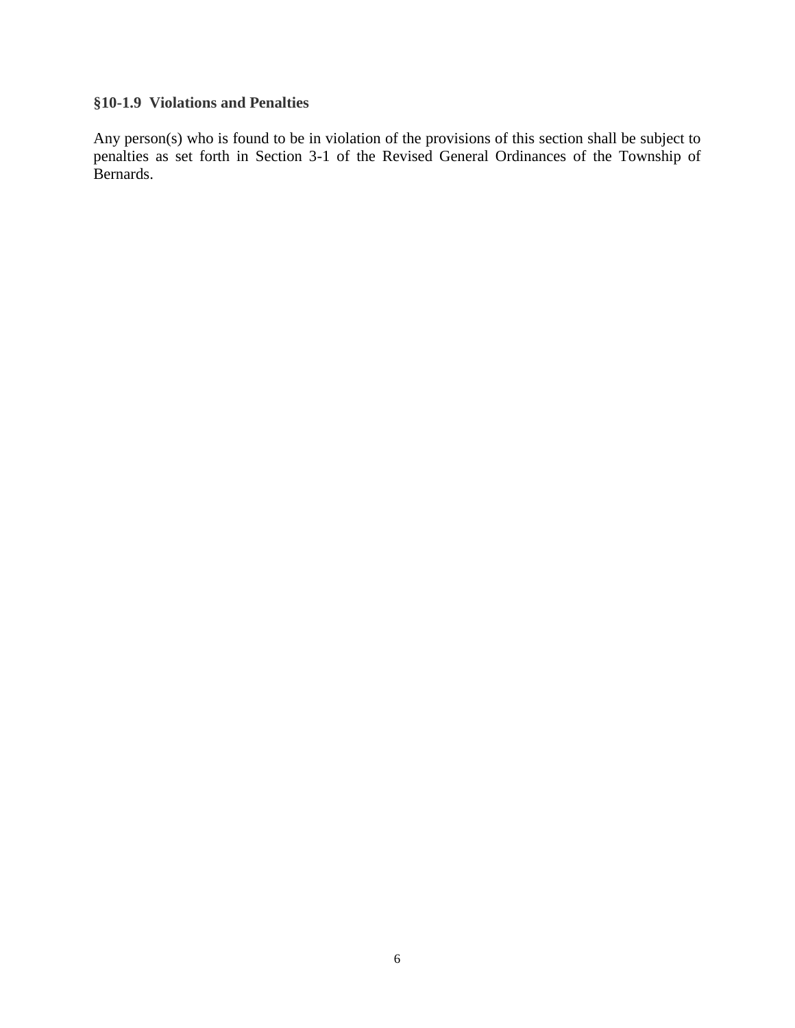**§10-1.9 Violations and Penalties**

Any person(s) who is found to be in violation of the provisions of this section shall be subject to penalties as set forth in Section 3-1 of the Revised General Ordinances of the Township of Bernards.